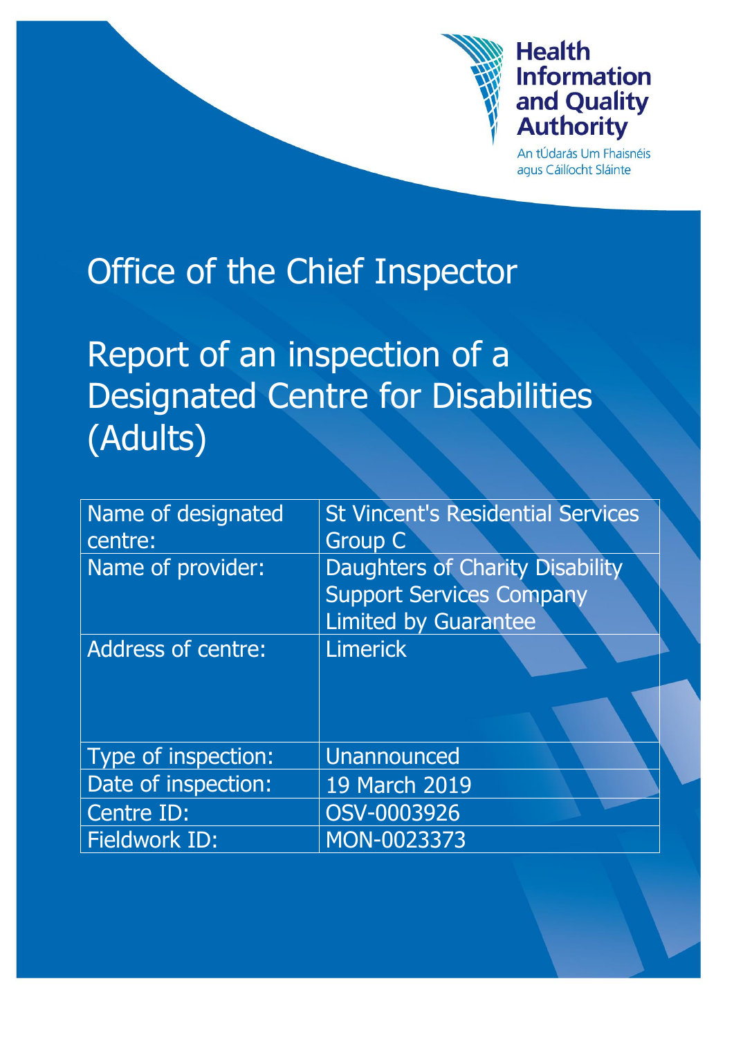Health Information and Quality Authority

An tÚdarás Um Fhaisnéis agus Cáilíocht Sláinte

# Office of the Chief Inspector

# Report of an inspection of a Designated Centre for Disabilities (Adults)

| Name of designated centre: | St Vincent's Residential Services Group C |
|---|---|
| Name of provider: | Daughters of Charity Disability Support Services Company Limited by Guarantee |
| Address of centre: | Limerick |
| Type of inspection: | Unannounced |
| Date of inspection: | 19 March 2019 |
| Centre ID: | OSV-0003926 |
| Fieldwork ID: | MON-0023373 |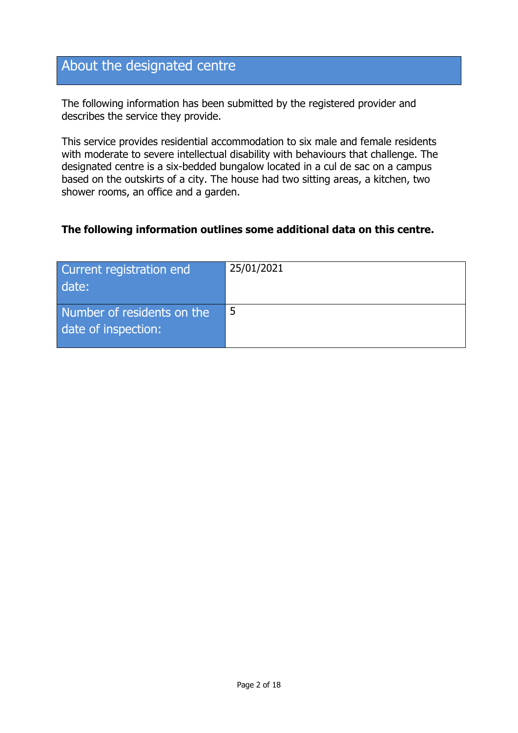## About the designated centre

The following information has been submitted by the registered provider and describes the service they provide.

This service provides residential accommodation to six male and female residents with moderate to severe intellectual disability with behaviours that challenge. The designated centre is a six-bedded bungalow located in a cul de sac on a campus based on the outskirts of a city. The house had two sitting areas, a kitchen, two shower rooms, an office and a garden.

**The following information outlines some additional data on this centre.**

| Current registration end date: | 25/01/2021 |
| --- | --- |
| Number of residents on the date of inspection: | 5 |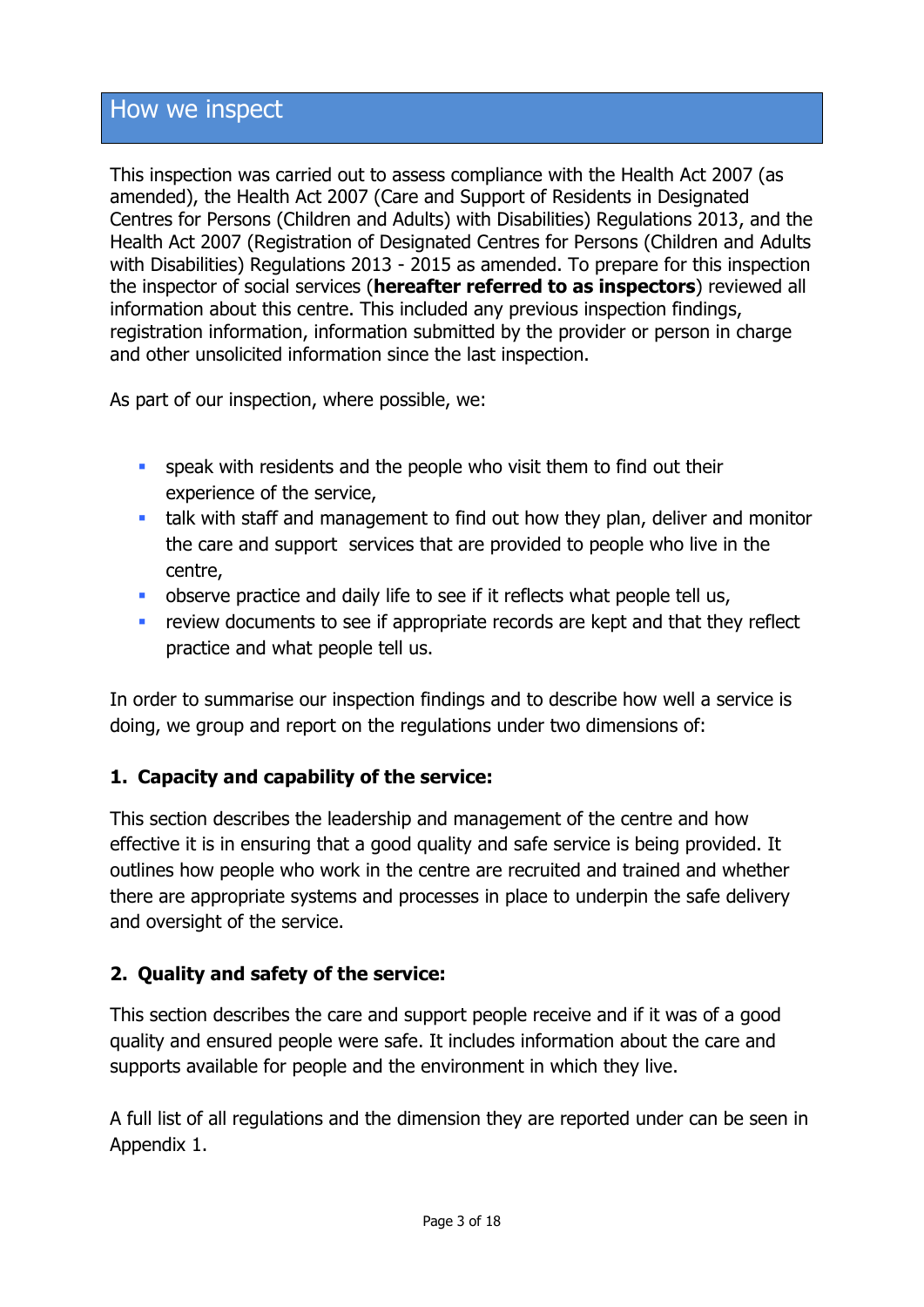## How we inspect

This inspection was carried out to assess compliance with the Health Act 2007 (as amended), the Health Act 2007 (Care and Support of Residents in Designated Centres for Persons (Children and Adults) with Disabilities) Regulations 2013, and the Health Act 2007 (Registration of Designated Centres for Persons (Children and Adults with Disabilities) Regulations 2013 - 2015 as amended. To prepare for this inspection the inspector of social services (**hereafter referred to as inspectors**) reviewed all information about this centre. This included any previous inspection findings, registration information, information submitted by the provider or person in charge and other unsolicited information since the last inspection.

As part of our inspection, where possible, we:

- speak with residents and the people who visit them to find out their experience of the service,
- talk with staff and management to find out how they plan, deliver and monitor the care and support services that are provided to people who live in the centre,
- observe practice and daily life to see if it reflects what people tell us,
- review documents to see if appropriate records are kept and that they reflect practice and what people tell us.

In order to summarise our inspection findings and to describe how well a service is doing, we group and report on the regulations under two dimensions of:

### 1. Capacity and capability of the service:

This section describes the leadership and management of the centre and how effective it is in ensuring that a good quality and safe service is being provided. It outlines how people who work in the centre are recruited and trained and whether there are appropriate systems and processes in place to underpin the safe delivery and oversight of the service.

### 2. Quality and safety of the service:

This section describes the care and support people receive and if it was of a good quality and ensured people were safe. It includes information about the care and supports available for people and the environment in which they live.

A full list of all regulations and the dimension they are reported under can be seen in Appendix 1.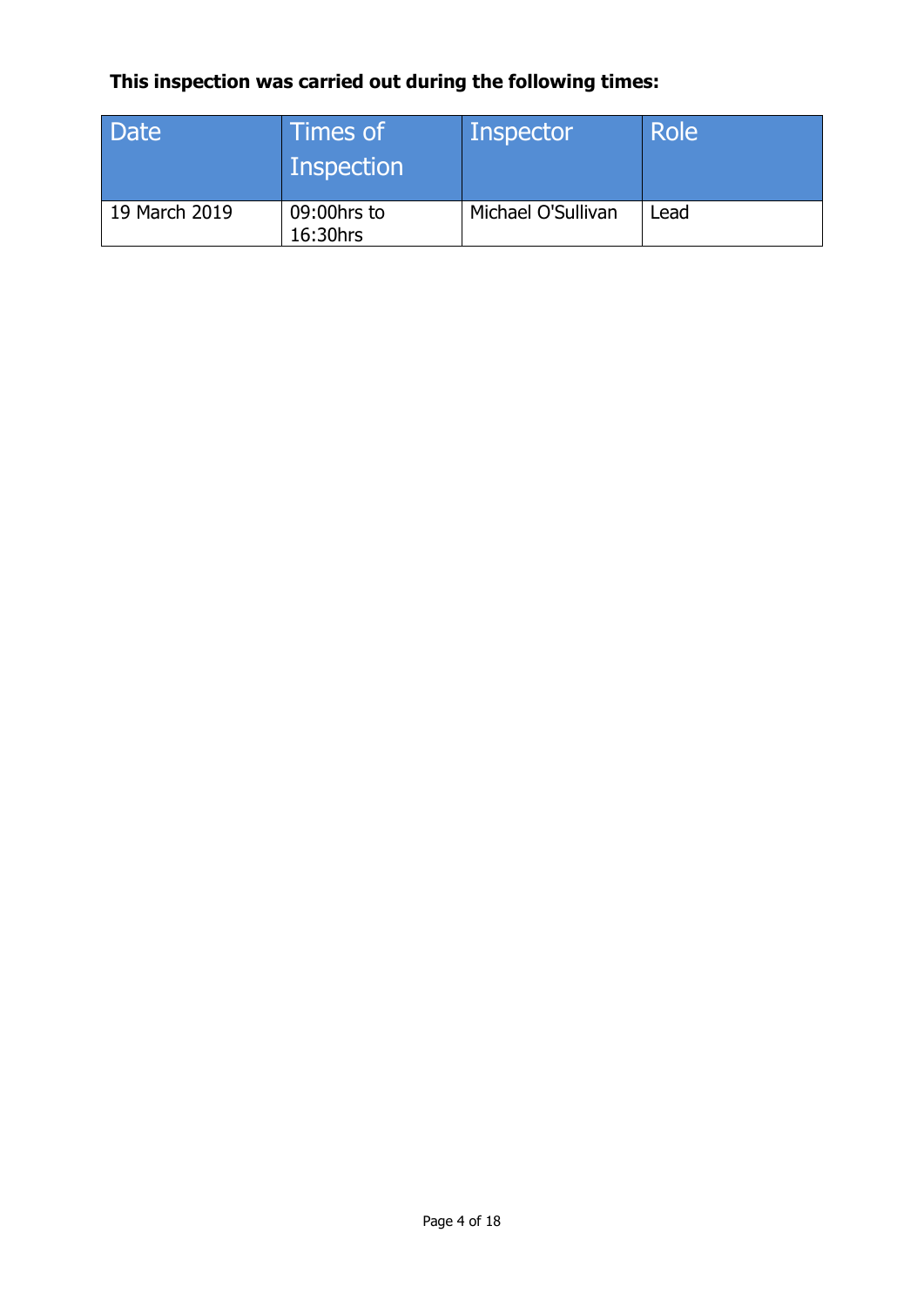**This inspection was carried out during the following times:**

| Date | Times of Inspection | Inspector | Role |
| --- | --- | --- | --- |
| 19 March 2019 | 09:00hrs to 16:30hrs | Michael O'Sullivan | Lead |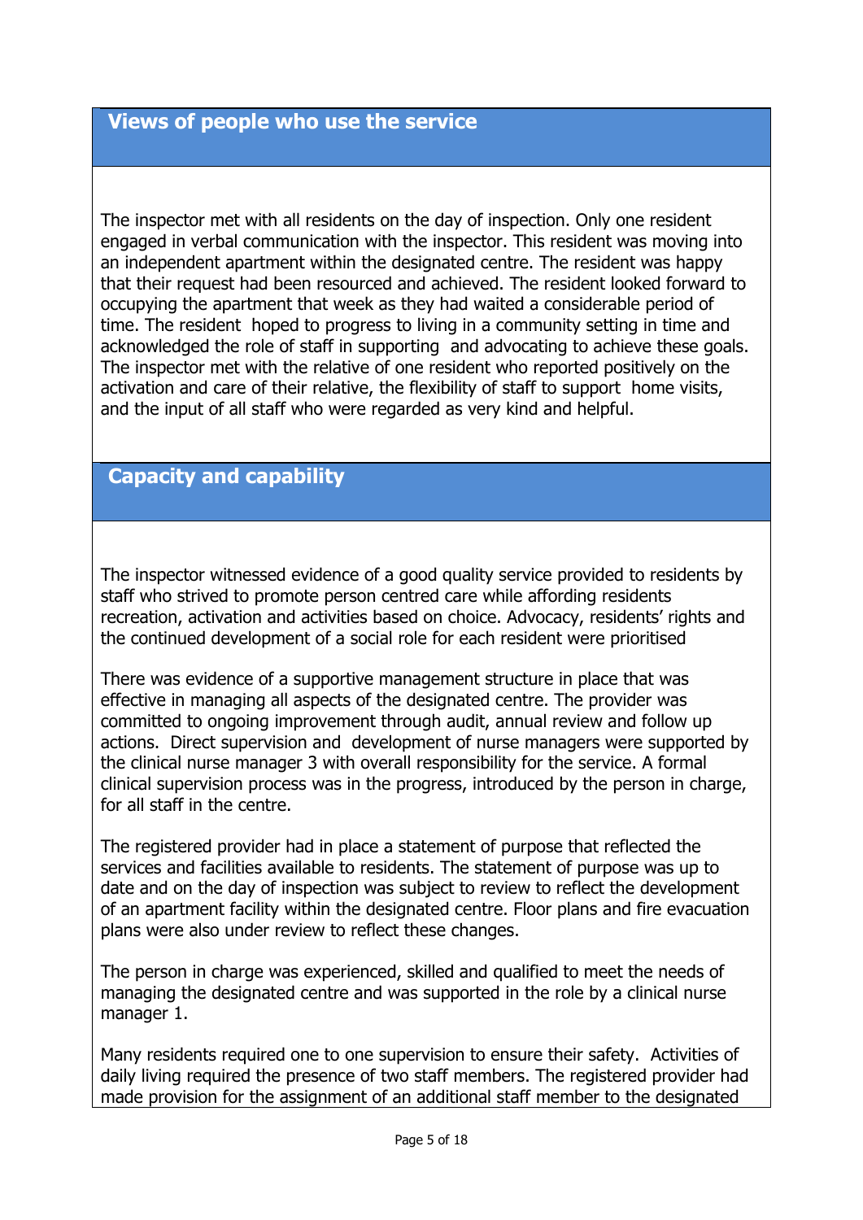## Views of people who use the service

The inspector met with all residents on the day of inspection. Only one resident engaged in verbal communication with the inspector. This resident was moving into an independent apartment within the designated centre. The resident was happy that their request had been resourced and achieved. The resident looked forward to occupying the apartment that week as they had waited a considerable period of time. The resident hoped to progress to living in a community setting in time and acknowledged the role of staff in supporting and advocating to achieve these goals. The inspector met with the relative of one resident who reported positively on the activation and care of their relative, the flexibility of staff to support home visits, and the input of all staff who were regarded as very kind and helpful.

## Capacity and capability

The inspector witnessed evidence of a good quality service provided to residents by staff who strived to promote person centred care while affording residents recreation, activation and activities based on choice. Advocacy, residents' rights and the continued development of a social role for each resident were prioritised

There was evidence of a supportive management structure in place that was effective in managing all aspects of the designated centre. The provider was committed to ongoing improvement through audit, annual review and follow up actions. Direct supervision and development of nurse managers were supported by the clinical nurse manager 3 with overall responsibility for the service. A formal clinical supervision process was in the progress, introduced by the person in charge, for all staff in the centre.

The registered provider had in place a statement of purpose that reflected the services and facilities available to residents. The statement of purpose was up to date and on the day of inspection was subject to review to reflect the development of an apartment facility within the designated centre. Floor plans and fire evacuation plans were also under review to reflect these changes.

The person in charge was experienced, skilled and qualified to meet the needs of managing the designated centre and was supported in the role by a clinical nurse manager 1.

Many residents required one to one supervision to ensure their safety. Activities of daily living required the presence of two staff members. The registered provider had made provision for the assignment of an additional staff member to the designated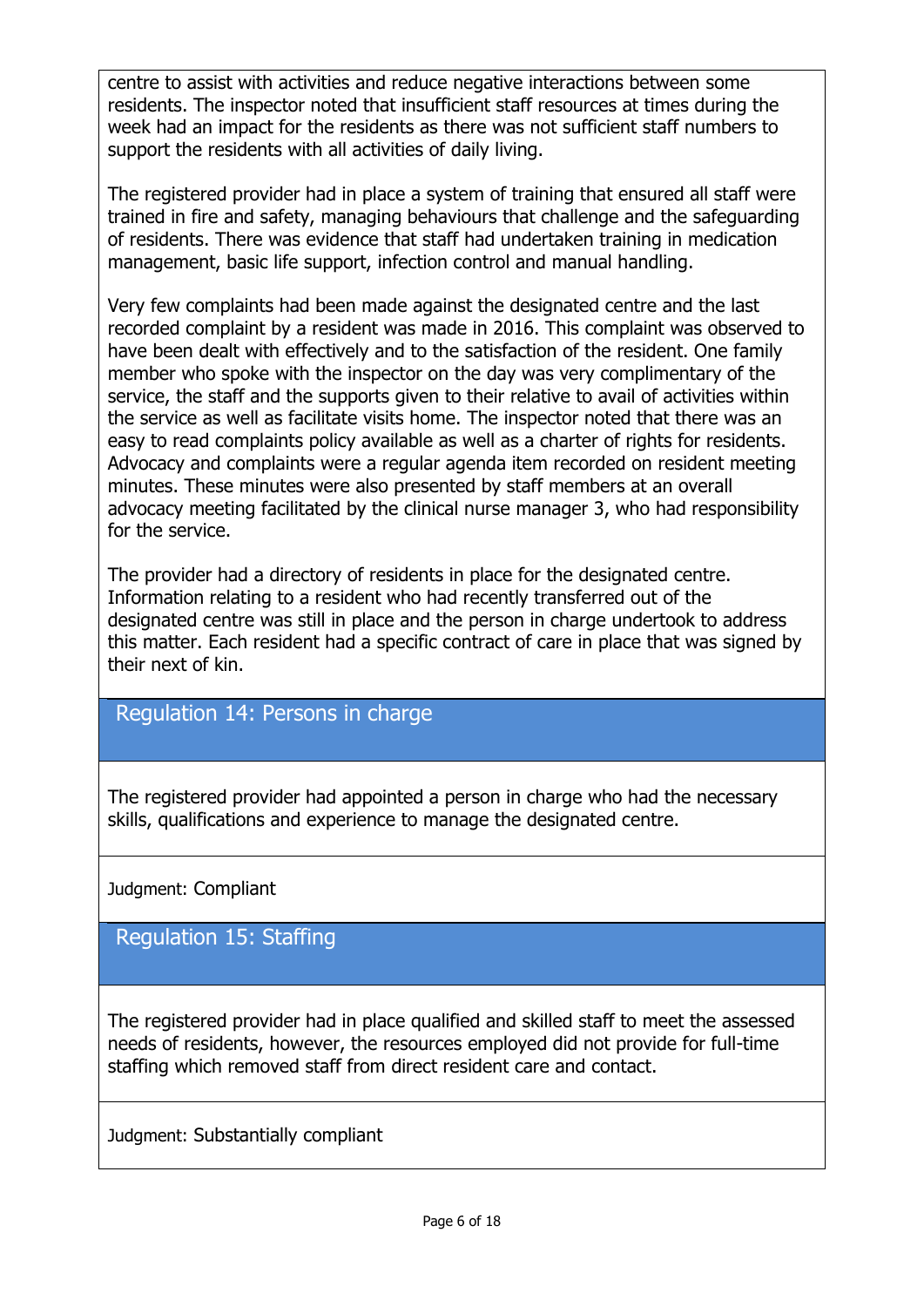centre to assist with activities and reduce negative interactions between some residents. The inspector noted that insufficient staff resources at times during the week had an impact for the residents as there was not sufficient staff numbers to support the residents with all activities of daily living.

The registered provider had in place a system of training that ensured all staff were trained in fire and safety, managing behaviours that challenge and the safeguarding of residents. There was evidence that staff had undertaken training in medication management, basic life support, infection control and manual handling.

Very few complaints had been made against the designated centre and the last recorded complaint by a resident was made in 2016. This complaint was observed to have been dealt with effectively and to the satisfaction of the resident. One family member who spoke with the inspector on the day was very complimentary of the service, the staff and the supports given to their relative to avail of activities within the service as well as facilitate visits home. The inspector noted that there was an easy to read complaints policy available as well as a charter of rights for residents. Advocacy and complaints were a regular agenda item recorded on resident meeting minutes. These minutes were also presented by staff members at an overall advocacy meeting facilitated by the clinical nurse manager 3, who had responsibility for the service.

The provider had a directory of residents in place for the designated centre. Information relating to a resident who had recently transferred out of the designated centre was still in place and the person in charge undertook to address this matter. Each resident had a specific contract of care in place that was signed by their next of kin.

## Regulation 14: Persons in charge

The registered provider had appointed a person in charge who had the necessary skills, qualifications and experience to manage the designated centre.

Judgment: Compliant

## Regulation 15: Staffing

The registered provider had in place qualified and skilled staff to meet the assessed needs of residents, however, the resources employed did not provide for full-time staffing which removed staff from direct resident care and contact.

Judgment: Substantially compliant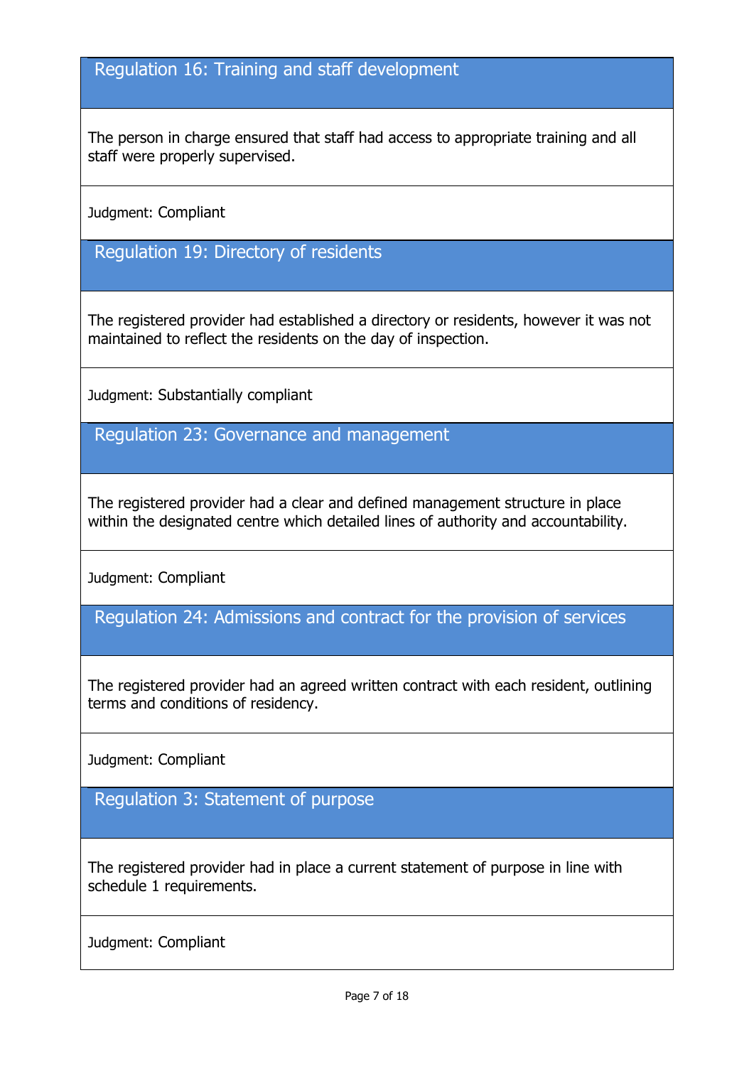### Regulation 16: Training and staff development

The person in charge ensured that staff had access to appropriate training and all staff were properly supervised.

Judgment: Compliant

### Regulation 19: Directory of residents

The registered provider had established a directory or residents, however it was not maintained to reflect the residents on the day of inspection.

Judgment: Substantially compliant

### Regulation 23: Governance and management

The registered provider had a clear and defined management structure in place within the designated centre which detailed lines of authority and accountability.

Judgment: Compliant

### Regulation 24: Admissions and contract for the provision of services

The registered provider had an agreed written contract with each resident, outlining terms and conditions of residency.

Judgment: Compliant

### Regulation 3: Statement of purpose

The registered provider had in place a current statement of purpose in line with schedule 1 requirements.

Judgment: Compliant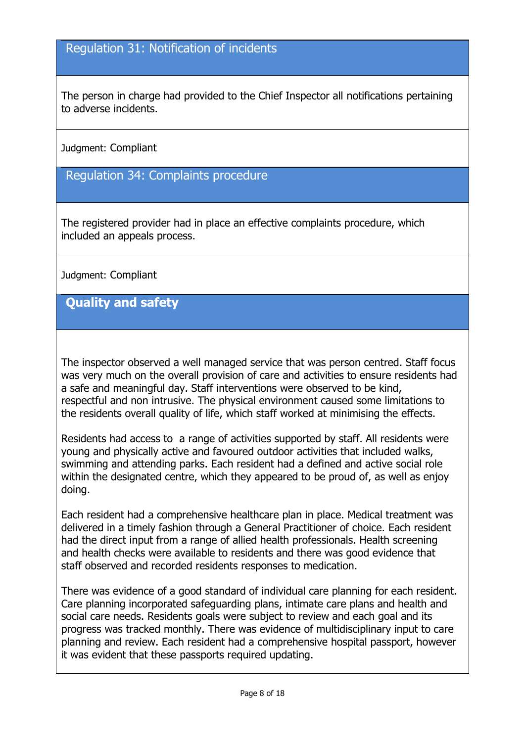## Regulation 31: Notification of incidents

The person in charge had provided to the Chief Inspector all notifications pertaining to adverse incidents.

Judgment: Compliant

## Regulation 34: Complaints procedure

The registered provider had in place an effective complaints procedure, which included an appeals process.

Judgment: Compliant

## **Quality and safety**

The inspector observed a well managed service that was person centred. Staff focus was very much on the overall provision of care and activities to ensure residents had a safe and meaningful day. Staff interventions were observed to be kind, respectful and non intrusive. The physical environment caused some limitations to the residents overall quality of life, which staff worked at minimising the effects.

Residents had access to a range of activities supported by staff. All residents were young and physically active and favoured outdoor activities that included walks, swimming and attending parks. Each resident had a defined and active social role within the designated centre, which they appeared to be proud of, as well as enjoy doing.

Each resident had a comprehensive healthcare plan in place. Medical treatment was delivered in a timely fashion through a General Practitioner of choice. Each resident had the direct input from a range of allied health professionals. Health screening and health checks were available to residents and there was good evidence that staff observed and recorded residents responses to medication.

There was evidence of a good standard of individual care planning for each resident. Care planning incorporated safeguarding plans, intimate care plans and health and social care needs. Residents goals were subject to review and each goal and its progress was tracked monthly. There was evidence of multidisciplinary input to care planning and review. Each resident had a comprehensive hospital passport, however it was evident that these passports required updating.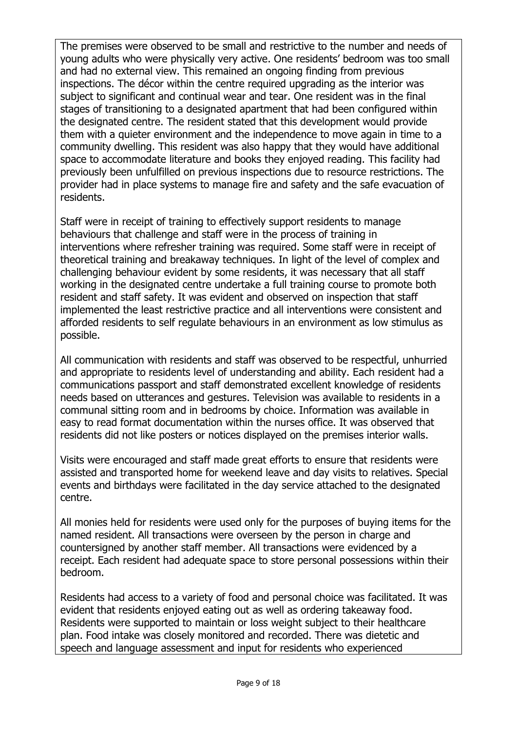The premises were observed to be small and restrictive to the number and needs of young adults who were physically very active. One residents' bedroom was too small and had no external view. This remained an ongoing finding from previous inspections. The décor within the centre required upgrading as the interior was subject to significant and continual wear and tear. One resident was in the final stages of transitioning to a designated apartment that had been configured within the designated centre. The resident stated that this development would provide them with a quieter environment and the independence to move again in time to a community dwelling. This resident was also happy that they would have additional space to accommodate literature and books they enjoyed reading. This facility had previously been unfulfilled on previous inspections due to resource restrictions. The provider had in place systems to manage fire and safety and the safe evacuation of residents.

Staff were in receipt of training to effectively support residents to manage behaviours that challenge and staff were in the process of training in interventions where refresher training was required. Some staff were in receipt of theoretical training and breakaway techniques. In light of the level of complex and challenging behaviour evident by some residents, it was necessary that all staff working in the designated centre undertake a full training course to promote both resident and staff safety. It was evident and observed on inspection that staff implemented the least restrictive practice and all interventions were consistent and afforded residents to self regulate behaviours in an environment as low stimulus as possible.

All communication with residents and staff was observed to be respectful, unhurried and appropriate to residents level of understanding and ability. Each resident had a communications passport and staff demonstrated excellent knowledge of residents needs based on utterances and gestures. Television was available to residents in a communal sitting room and in bedrooms by choice. Information was available in easy to read format documentation within the nurses office. It was observed that residents did not like posters or notices displayed on the premises interior walls.

Visits were encouraged and staff made great efforts to ensure that residents were assisted and transported home for weekend leave and day visits to relatives. Special events and birthdays were facilitated in the day service attached to the designated centre.

All monies held for residents were used only for the purposes of buying items for the named resident. All transactions were overseen by the person in charge and countersigned by another staff member. All transactions were evidenced by a receipt. Each resident had adequate space to store personal possessions within their bedroom.

Residents had access to a variety of food and personal choice was facilitated. It was evident that residents enjoyed eating out as well as ordering takeaway food. Residents were supported to maintain or loss weight subject to their healthcare plan. Food intake was closely monitored and recorded. There was dietetic and speech and language assessment and input for residents who experienced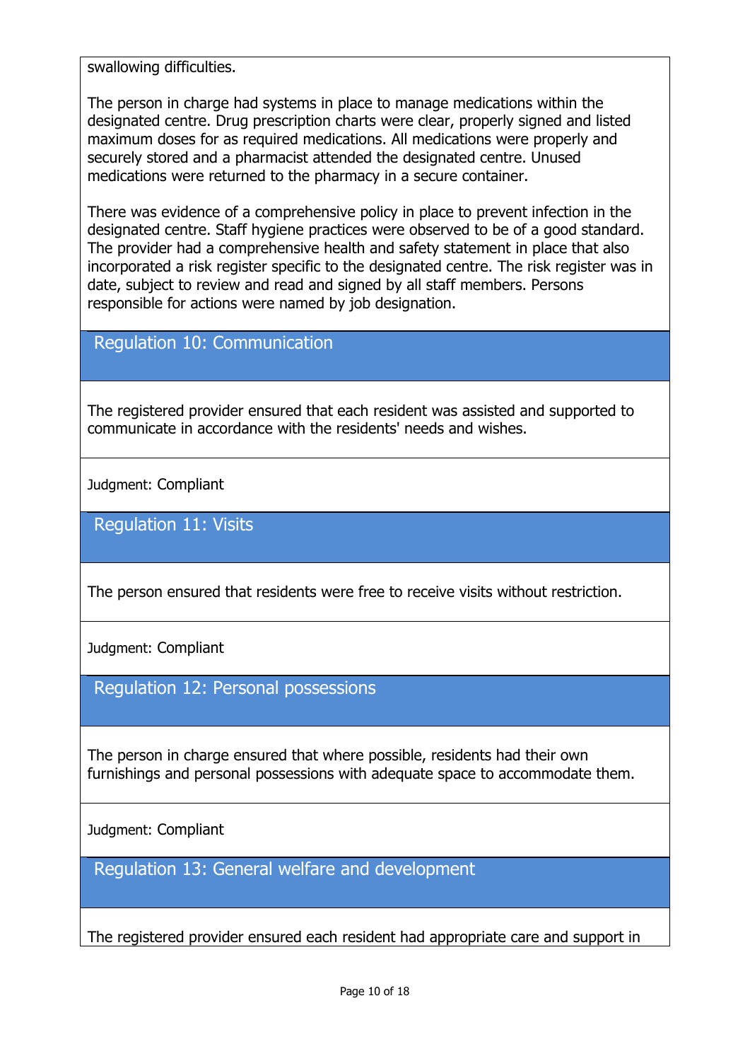swallowing difficulties.

The person in charge had systems in place to manage medications within the designated centre. Drug prescription charts were clear, properly signed and listed maximum doses for as required medications. All medications were properly and securely stored and a pharmacist attended the designated centre. Unused medications were returned to the pharmacy in a secure container.

There was evidence of a comprehensive policy in place to prevent infection in the designated centre. Staff hygiene practices were observed to be of a good standard. The provider had a comprehensive health and safety statement in place that also incorporated a risk register specific to the designated centre. The risk register was in date, subject to review and read and signed by all staff members. Persons responsible for actions were named by job designation.

## Regulation 10: Communication

The registered provider ensured that each resident was assisted and supported to communicate in accordance with the residents' needs and wishes.

Judgment: Compliant

## Regulation 11: Visits

The person ensured that residents were free to receive visits without restriction.

Judgment: Compliant

## Regulation 12: Personal possessions

The person in charge ensured that where possible, residents had their own furnishings and personal possessions with adequate space to accommodate them.

Judgment: Compliant

## Regulation 13: General welfare and development

The registered provider ensured each resident had appropriate care and support in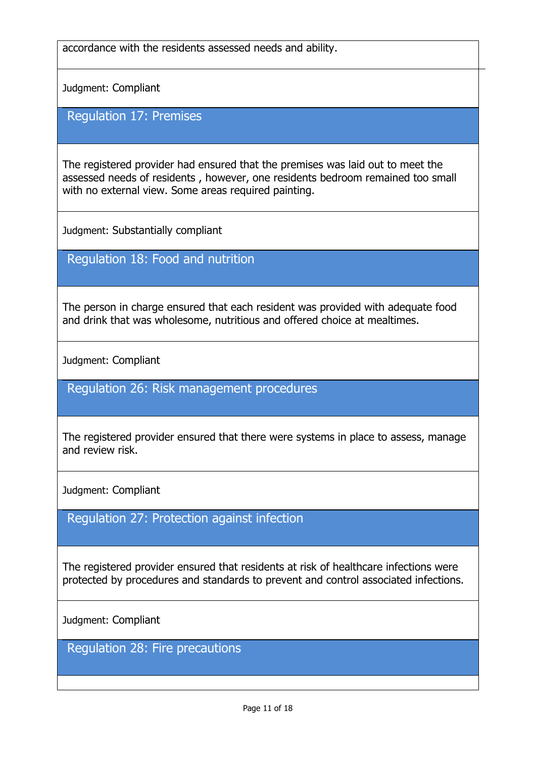accordance with the residents assessed needs and ability.

Judgment: Compliant

## Regulation 17: Premises

The registered provider had ensured that the premises was laid out to meet the assessed needs of residents , however, one residents bedroom remained too small with no external view. Some areas required painting.

Judgment: Substantially compliant

## Regulation 18: Food and nutrition

The person in charge ensured that each resident was provided with adequate food and drink that was wholesome, nutritious and offered choice at mealtimes.

Judgment: Compliant

## Regulation 26: Risk management procedures

The registered provider ensured that there were systems in place to assess, manage and review risk.

Judgment: Compliant

## Regulation 27: Protection against infection

The registered provider ensured that residents at risk of healthcare infections were protected by procedures and standards to prevent and control associated infections.

Judgment: Compliant

## Regulation 28: Fire precautions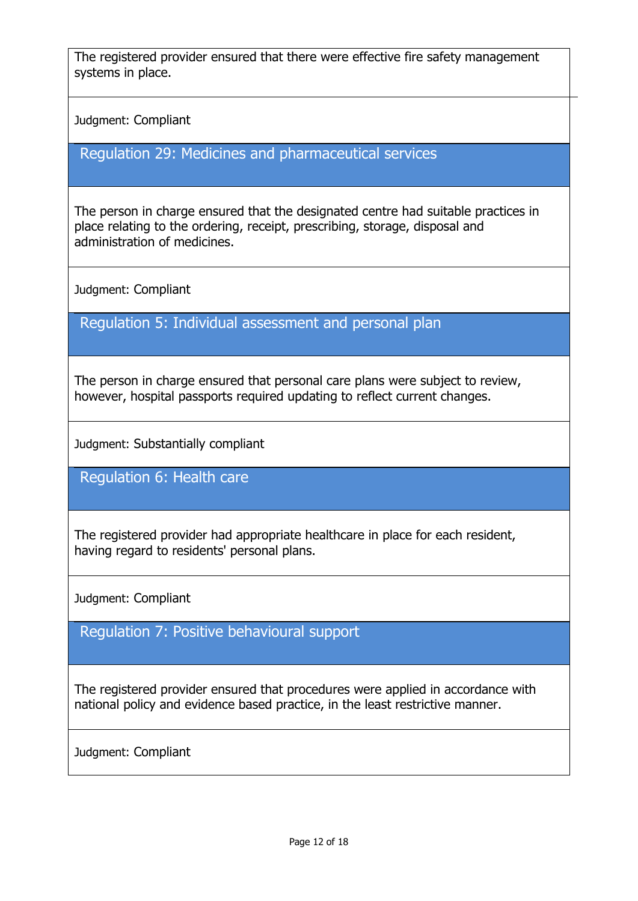The registered provider ensured that there were effective fire safety management systems in place.

Judgment: Compliant

## Regulation 29: Medicines and pharmaceutical services

The person in charge ensured that the designated centre had suitable practices in place relating to the ordering, receipt, prescribing, storage, disposal and administration of medicines.

Judgment: Compliant

## Regulation 5: Individual assessment and personal plan

The person in charge ensured that personal care plans were subject to review, however, hospital passports required updating to reflect current changes.

Judgment: Substantially compliant

## Regulation 6: Health care

The registered provider had appropriate healthcare in place for each resident, having regard to residents' personal plans.

Judgment: Compliant

## Regulation 7: Positive behavioural support

The registered provider ensured that procedures were applied in accordance with national policy and evidence based practice, in the least restrictive manner.

Judgment: Compliant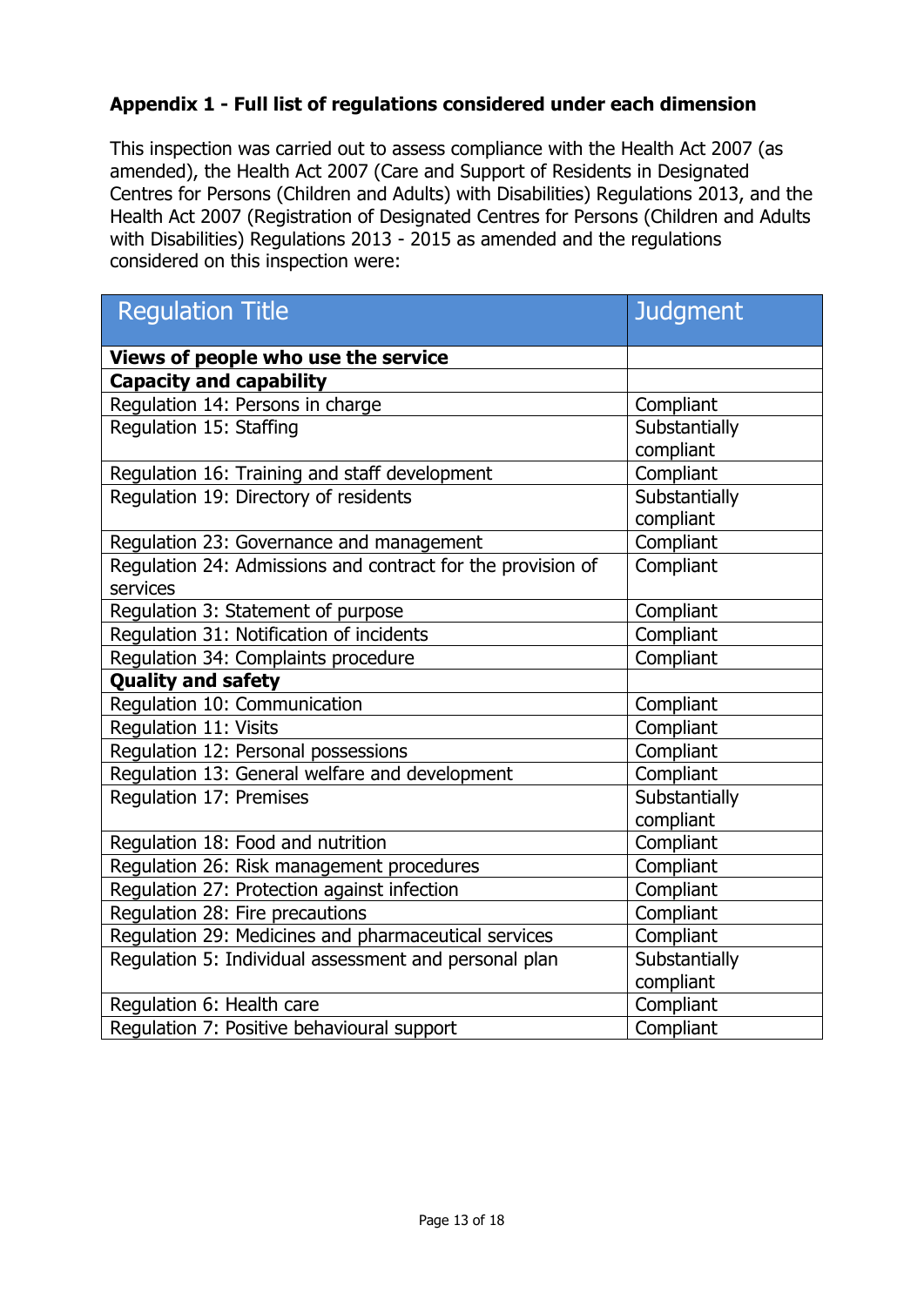**Appendix 1 - Full list of regulations considered under each dimension**

This inspection was carried out to assess compliance with the Health Act 2007 (as amended), the Health Act 2007 (Care and Support of Residents in Designated Centres for Persons (Children and Adults) with Disabilities) Regulations 2013, and the Health Act 2007 (Registration of Designated Centres for Persons (Children and Adults with Disabilities) Regulations 2013 - 2015 as amended and the regulations considered on this inspection were:

| Regulation Title | Judgment |
|---|---|
| **Views of people who use the service** | |
| **Capacity and capability** | |
| Regulation 14: Persons in charge | Compliant |
| Regulation 15: Staffing | Substantially compliant |
| Regulation 16: Training and staff development | Compliant |
| Regulation 19: Directory of residents | Substantially compliant |
| Regulation 23: Governance and management | Compliant |
| Regulation 24: Admissions and contract for the provision of services | Compliant |
| Regulation 3: Statement of purpose | Compliant |
| Regulation 31: Notification of incidents | Compliant |
| Regulation 34: Complaints procedure | Compliant |
| **Quality and safety** | |
| Regulation 10: Communication | Compliant |
| Regulation 11: Visits | Compliant |
| Regulation 12: Personal possessions | Compliant |
| Regulation 13: General welfare and development | Compliant |
| Regulation 17: Premises | Substantially compliant |
| Regulation 18: Food and nutrition | Compliant |
| Regulation 26: Risk management procedures | Compliant |
| Regulation 27: Protection against infection | Compliant |
| Regulation 28: Fire precautions | Compliant |
| Regulation 29: Medicines and pharmaceutical services | Compliant |
| Regulation 5: Individual assessment and personal plan | Substantially compliant |
| Regulation 6: Health care | Compliant |
| Regulation 7: Positive behavioural support | Compliant |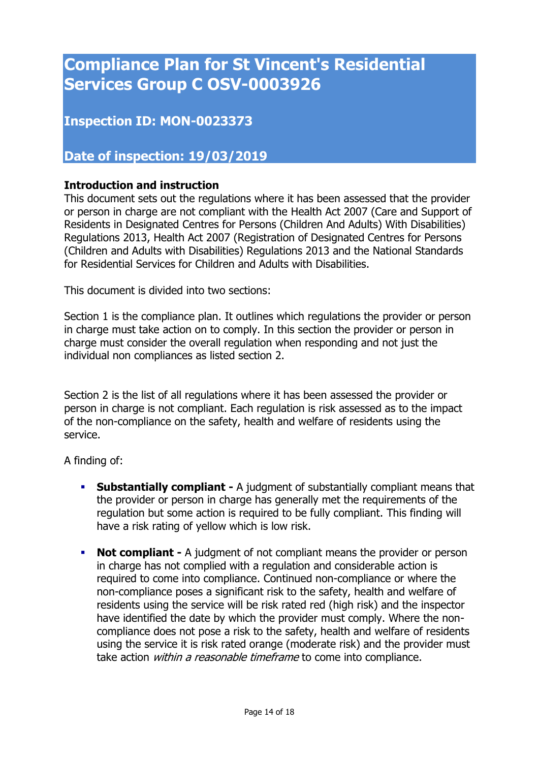# Compliance Plan for St Vincent's Residential Services Group C OSV-0003926

## Inspection ID: MON-0023373

## Date of inspection: 19/03/2019

**Introduction and instruction**
This document sets out the regulations where it has been assessed that the provider or person in charge are not compliant with the Health Act 2007 (Care and Support of Residents in Designated Centres for Persons (Children And Adults) With Disabilities) Regulations 2013, Health Act 2007 (Registration of Designated Centres for Persons (Children and Adults with Disabilities) Regulations 2013 and the National Standards for Residential Services for Children and Adults with Disabilities.

This document is divided into two sections:

Section 1 is the compliance plan. It outlines which regulations the provider or person in charge must take action on to comply. In this section the provider or person in charge must consider the overall regulation when responding and not just the individual non compliances as listed section 2.

Section 2 is the list of all regulations where it has been assessed the provider or person in charge is not compliant. Each regulation is risk assessed as to the impact of the non-compliance on the safety, health and welfare of residents using the service.

A finding of:

- **Substantially compliant -** A judgment of substantially compliant means that the provider or person in charge has generally met the requirements of the regulation but some action is required to be fully compliant. This finding will have a risk rating of yellow which is low risk.

- **Not compliant -** A judgment of not compliant means the provider or person in charge has not complied with a regulation and considerable action is required to come into compliance. Continued non-compliance or where the non-compliance poses a significant risk to the safety, health and welfare of residents using the service will be risk rated red (high risk) and the inspector have identified the date by which the provider must comply. Where the non-compliance does not pose a risk to the safety, health and welfare of residents using the service it is risk rated orange (moderate risk) and the provider must take action *within a reasonable timeframe* to come into compliance.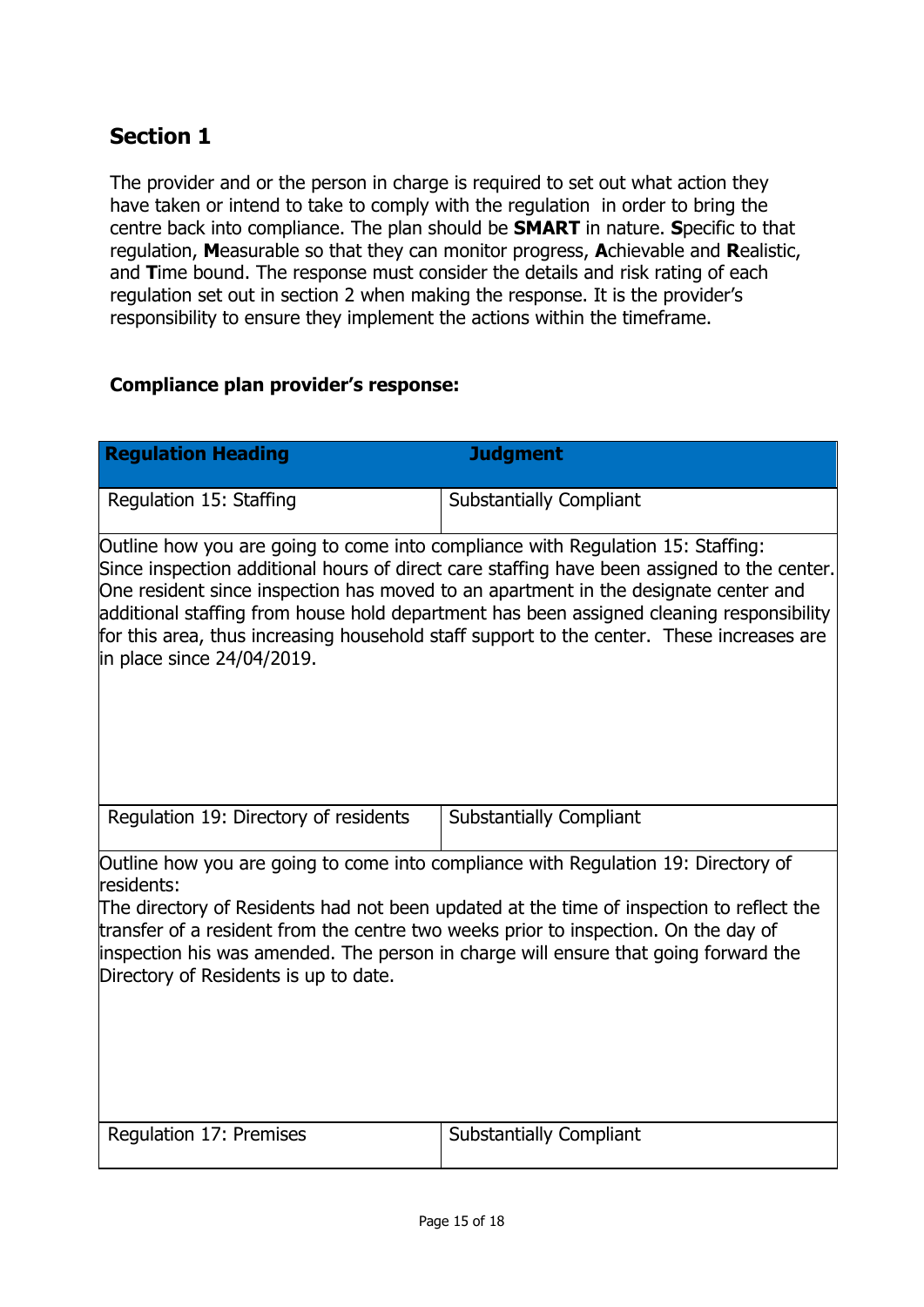## Section 1

The provider and or the person in charge is required to set out what action they have taken or intend to take to comply with the regulation in order to bring the centre back into compliance. The plan should be **SMART** in nature. **S**pecific to that regulation, **M**easurable so that they can monitor progress, **A**chievable and **R**ealistic, and **T**ime bound. The response must consider the details and risk rating of each regulation set out in section 2 when making the response. It is the provider's responsibility to ensure they implement the actions within the timeframe.

**Compliance plan provider's response:**

| Regulation Heading | Judgment |
|---|---|
| Regulation 15: Staffing | Substantially Compliant |
| Outline how you are going to come into compliance with Regulation 15: Staffing: Since inspection additional hours of direct care staffing have been assigned to the center. One resident since inspection has moved to an apartment in the designate center and additional staffing from house hold department has been assigned cleaning responsibility for this area, thus increasing household staff support to the center. These increases are in place since 24/04/2019. | |
| Regulation 19: Directory of residents | Substantially Compliant |
| Outline how you are going to come into compliance with Regulation 19: Directory of residents: The directory of Residents had not been updated at the time of inspection to reflect the transfer of a resident from the centre two weeks prior to inspection. On the day of inspection his was amended. The person in charge will ensure that going forward the Directory of Residents is up to date. | |
| Regulation 17: Premises | Substantially Compliant |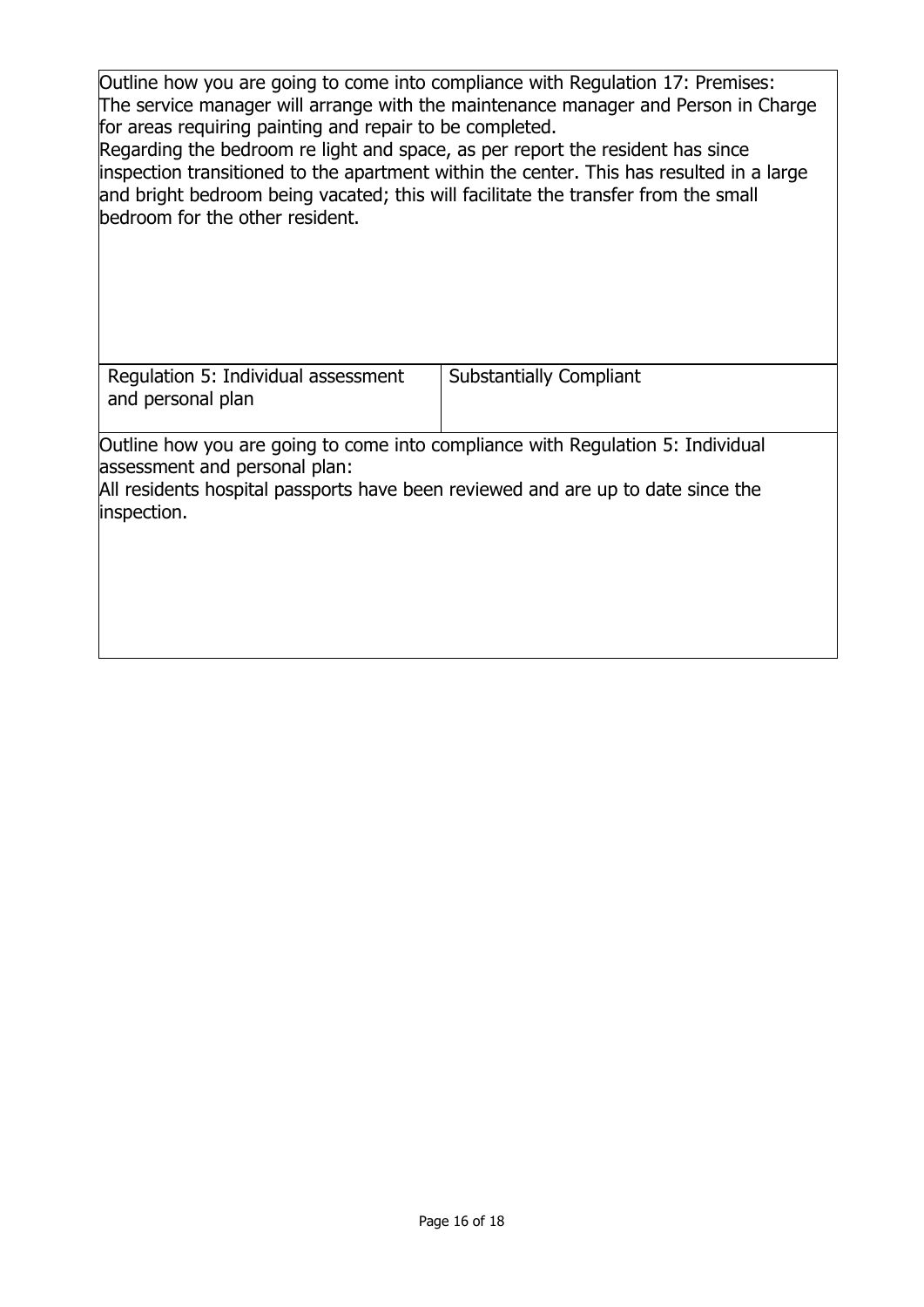Outline how you are going to come into compliance with Regulation 17: Premises:
The service manager will arrange with the maintenance manager and Person in Charge for areas requiring painting and repair to be completed.
Regarding the bedroom re light and space, as per report the resident has since inspection transitioned to the apartment within the center. This has resulted in a large and bright bedroom being vacated; this will facilitate the transfer from the small bedroom for the other resident.

| Regulation 5: Individual assessment and personal plan | Substantially Compliant |
|---|---|

Outline how you are going to come into compliance with Regulation 5: Individual assessment and personal plan:
All residents hospital passports have been reviewed and are up to date since the inspection.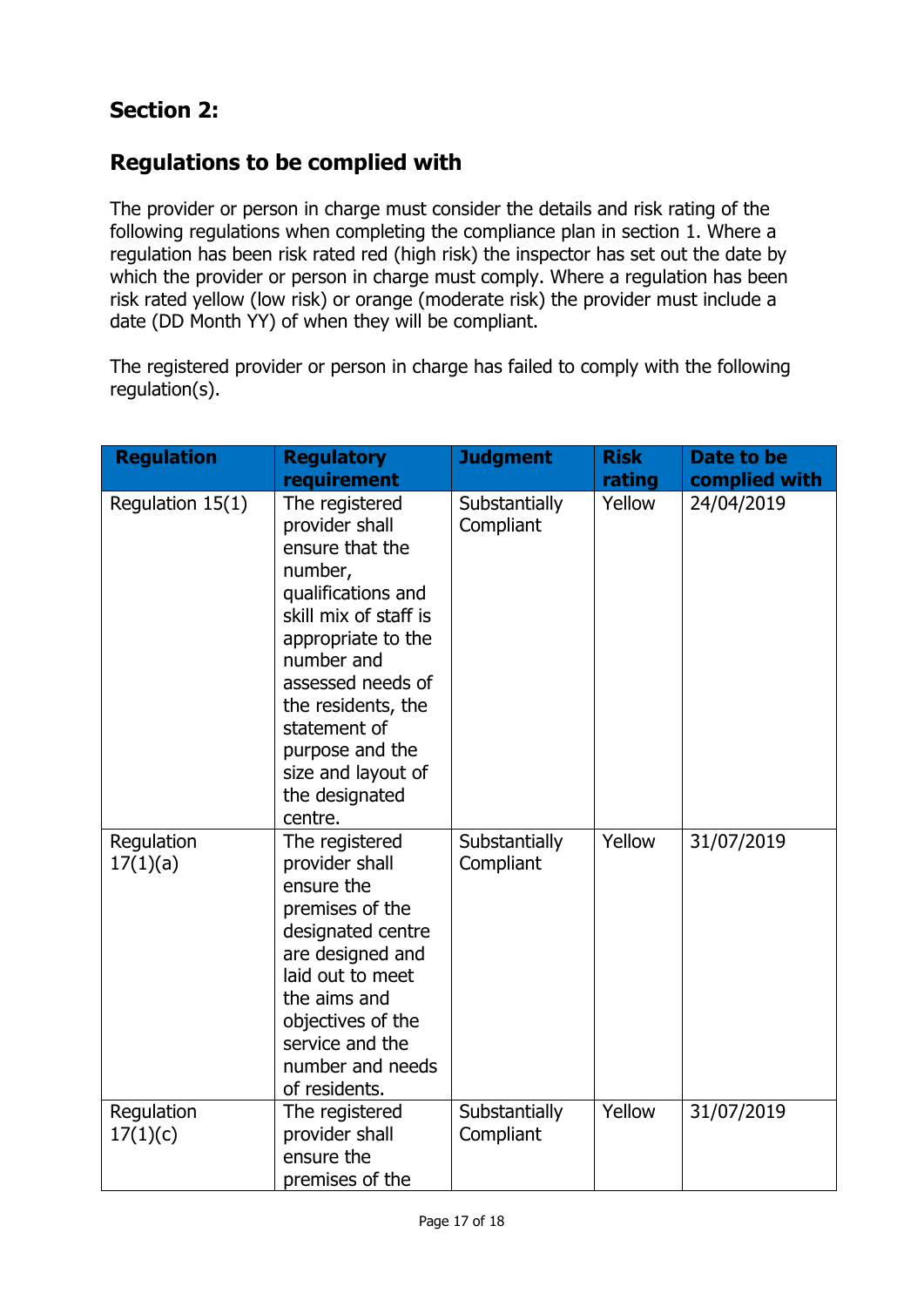## Section 2:

## Regulations to be complied with

The provider or person in charge must consider the details and risk rating of the following regulations when completing the compliance plan in section 1. Where a regulation has been risk rated red (high risk) the inspector has set out the date by which the provider or person in charge must comply. Where a regulation has been risk rated yellow (low risk) or orange (moderate risk) the provider must include a date (DD Month YY) of when they will be compliant.

The registered provider or person in charge has failed to comply with the following regulation(s).

| Regulation | Regulatory requirement | Judgment | Risk rating | Date to be complied with |
|---|---|---|---|---|
| Regulation 15(1) | The registered provider shall ensure that the number, qualifications and skill mix of staff is appropriate to the number and assessed needs of the residents, the statement of purpose and the size and layout of the designated centre. | Substantially Compliant | Yellow | 24/04/2019 |
| Regulation 17(1)(a) | The registered provider shall ensure the premises of the designated centre are designed and laid out to meet the aims and objectives of the service and the number and needs of residents. | Substantially Compliant | Yellow | 31/07/2019 |
| Regulation 17(1)(c) | The registered provider shall ensure the premises of the | Substantially Compliant | Yellow | 31/07/2019 |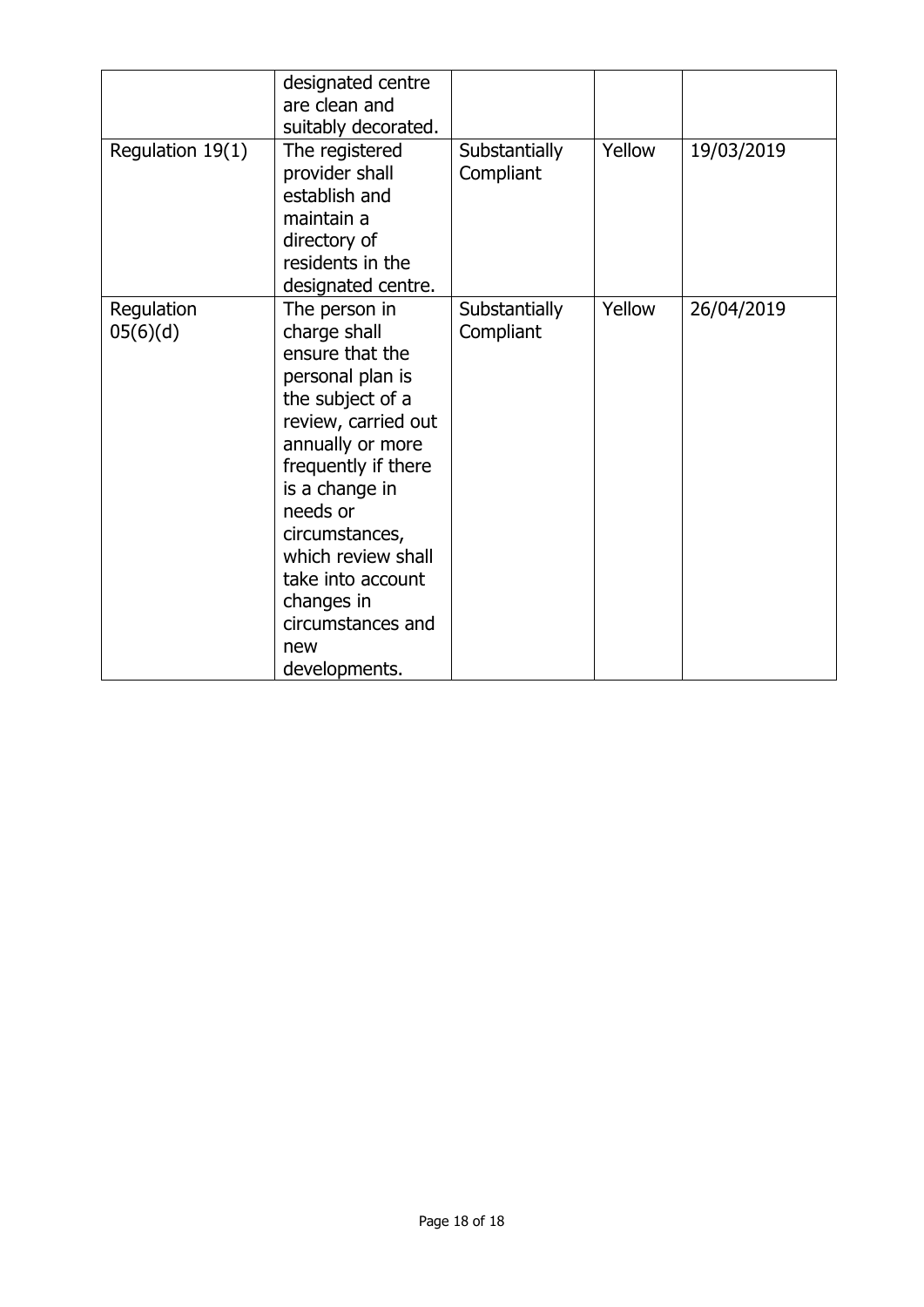| | | | | |
|---|---|---|---|---|
| | designated centre are clean and suitably decorated. | | | |
| Regulation 19(1) | The registered provider shall establish and maintain a directory of residents in the designated centre. | Substantially Compliant | Yellow | 19/03/2019 |
| Regulation 05(6)(d) | The person in charge shall ensure that the personal plan is the subject of a review, carried out annually or more frequently if there is a change in needs or circumstances, which review shall take into account changes in circumstances and new developments. | Substantially Compliant | Yellow | 26/04/2019 |